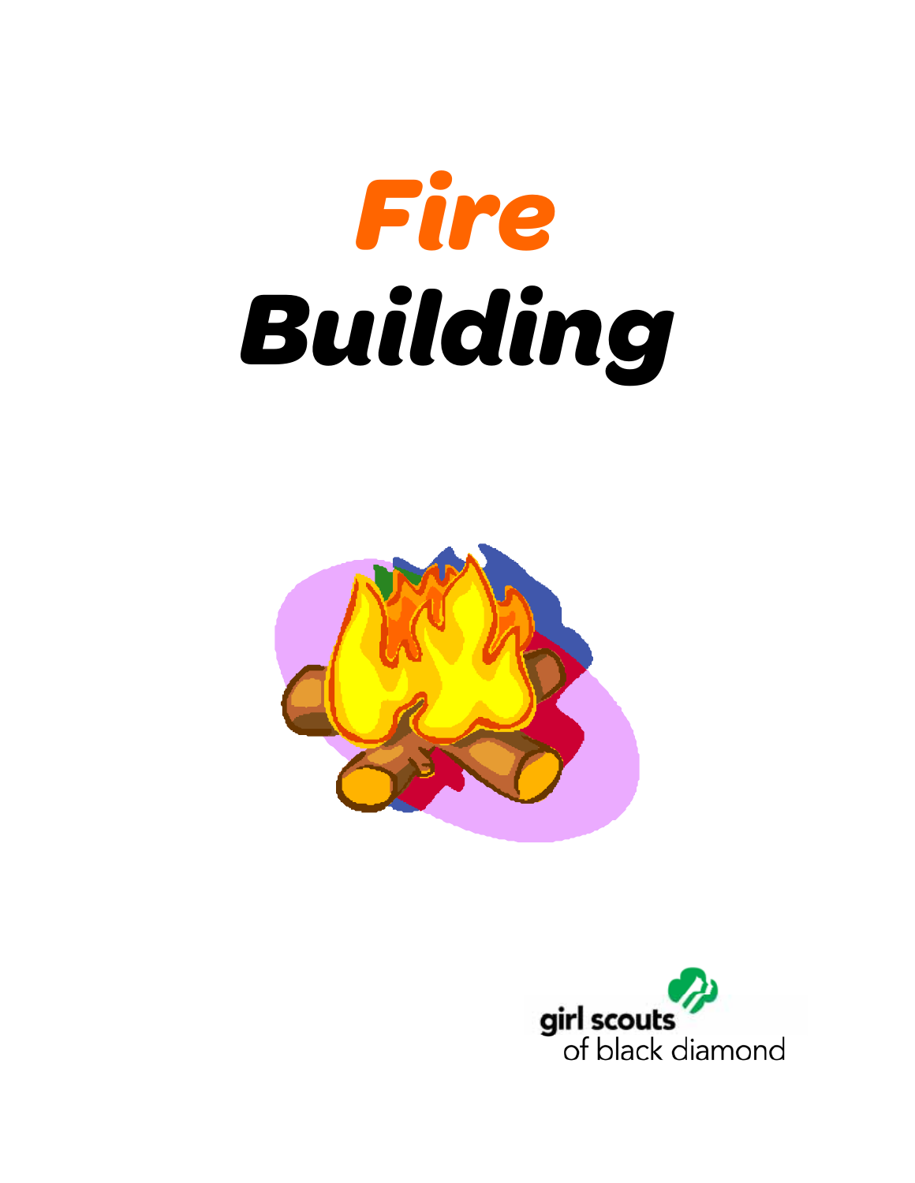# *Fire Building*

girl scouts
of black diamond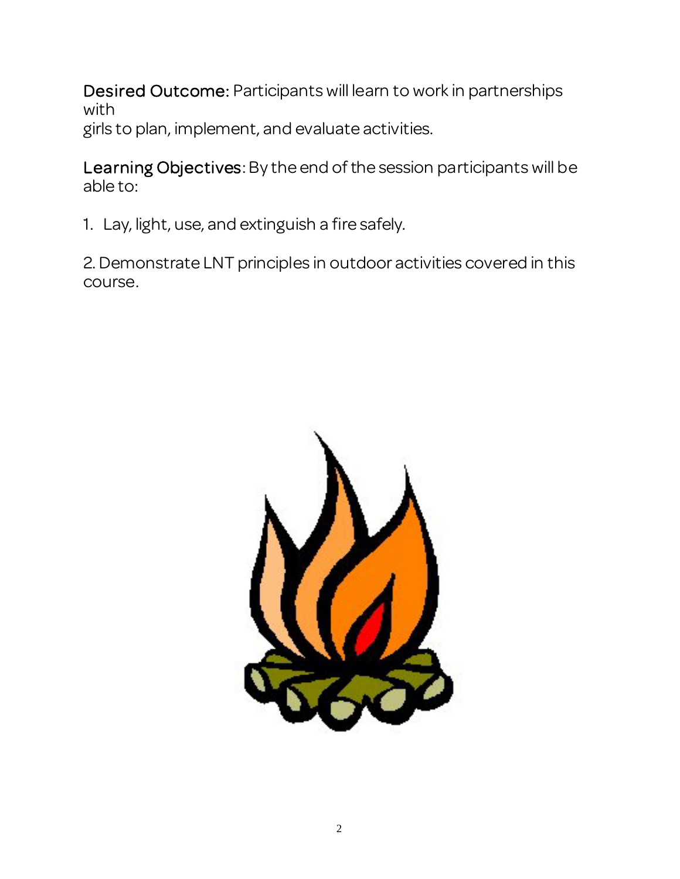**Desired Outcome:** Participants will learn to work in partnerships with girls to plan, implement, and evaluate activities.

**Learning Objectives:** By the end of the session participants will be able to:

1. Lay, light, use, and extinguish a fire safely.

2. Demonstrate LNT principles in outdoor activities covered in this course.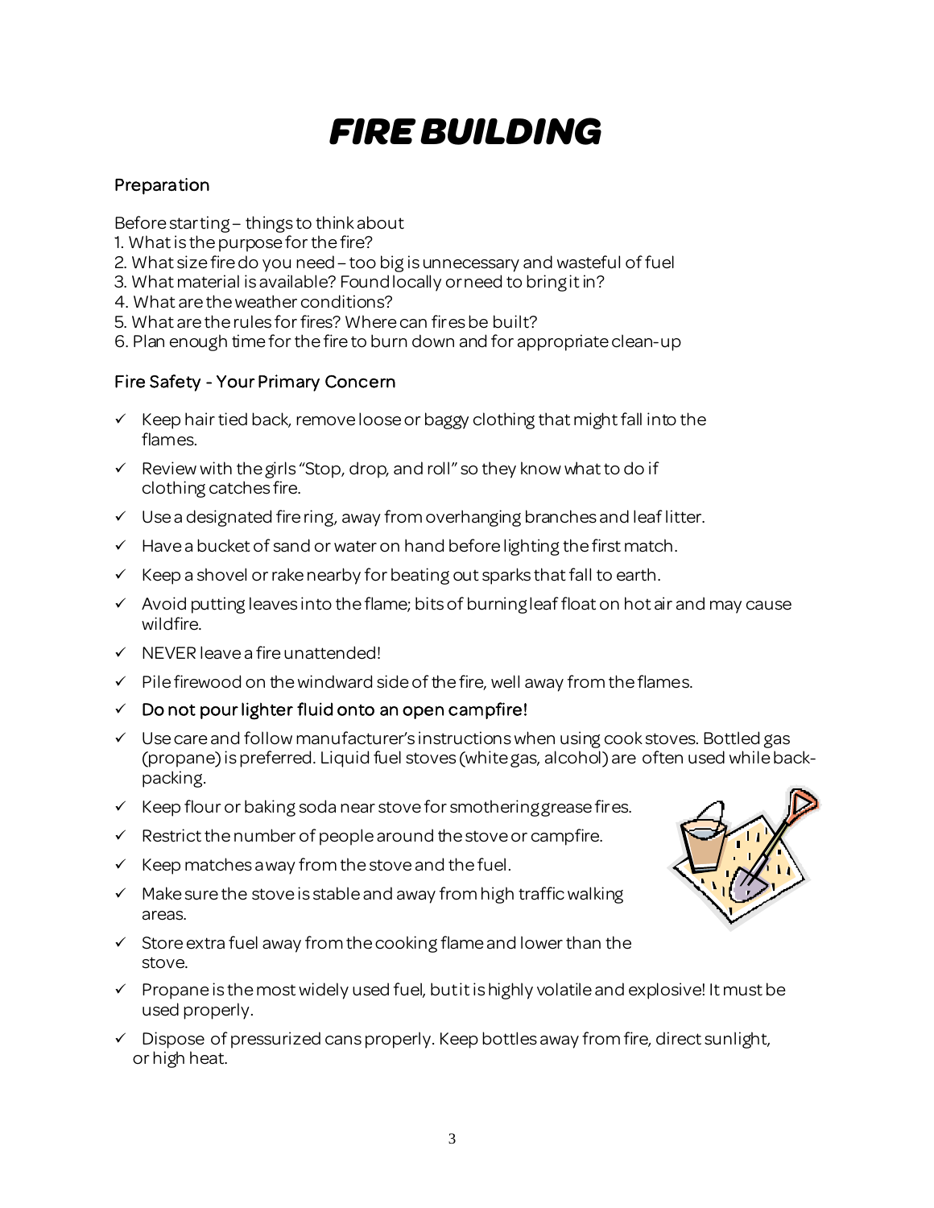# FIRE BUILDING

## Preparation

Before starting – things to think about

1. What is the purpose for the fire?
2. What size fire do you need – too big is unnecessary and wasteful of fuel
3. What material is available? Found locally or need to bring it in?
4. What are the weather conditions?
5. What are the rules for fires? Where can fires be built?
6. Plan enough time for the fire to burn down and for appropriate clean-up

## Fire Safety - Your Primary Concern

- ✓ Keep hair tied back, remove loose or baggy clothing that might fall into the flames.
- ✓ Review with the girls "Stop, drop, and roll" so they know what to do if clothing catches fire.
- ✓ Use a designated fire ring, away from overhanging branches and leaf litter.
- ✓ Have a bucket of sand or water on hand before lighting the first match.
- ✓ Keep a shovel or rake nearby for beating out sparks that fall to earth.
- ✓ Avoid putting leaves into the flame; bits of burning leaf float on hot air and may cause wildfire.
- ✓ NEVER leave a fire unattended!
- ✓ Pile firewood on the windward side of the fire, well away from the flames.
- ✓ Do not pour lighter fluid onto an open campfire!
- ✓ Use care and follow manufacturer's instructions when using cook stoves. Bottled gas (propane) is preferred. Liquid fuel stoves (white gas, alcohol) are often used while back-packing.
- ✓ Keep flour or baking soda near stove for smothering grease fires.
- ✓ Restrict the number of people around the stove or campfire.
- ✓ Keep matches away from the stove and the fuel.
- ✓ Make sure the stove is stable and away from high traffic walking areas.
- ✓ Store extra fuel away from the cooking flame and lower than the stove.
- ✓ Propane is the most widely used fuel, but it is highly volatile and explosive! It must be used properly.
- ✓ Dispose of pressurized cans properly. Keep bottles away from fire, direct sunlight, or high heat.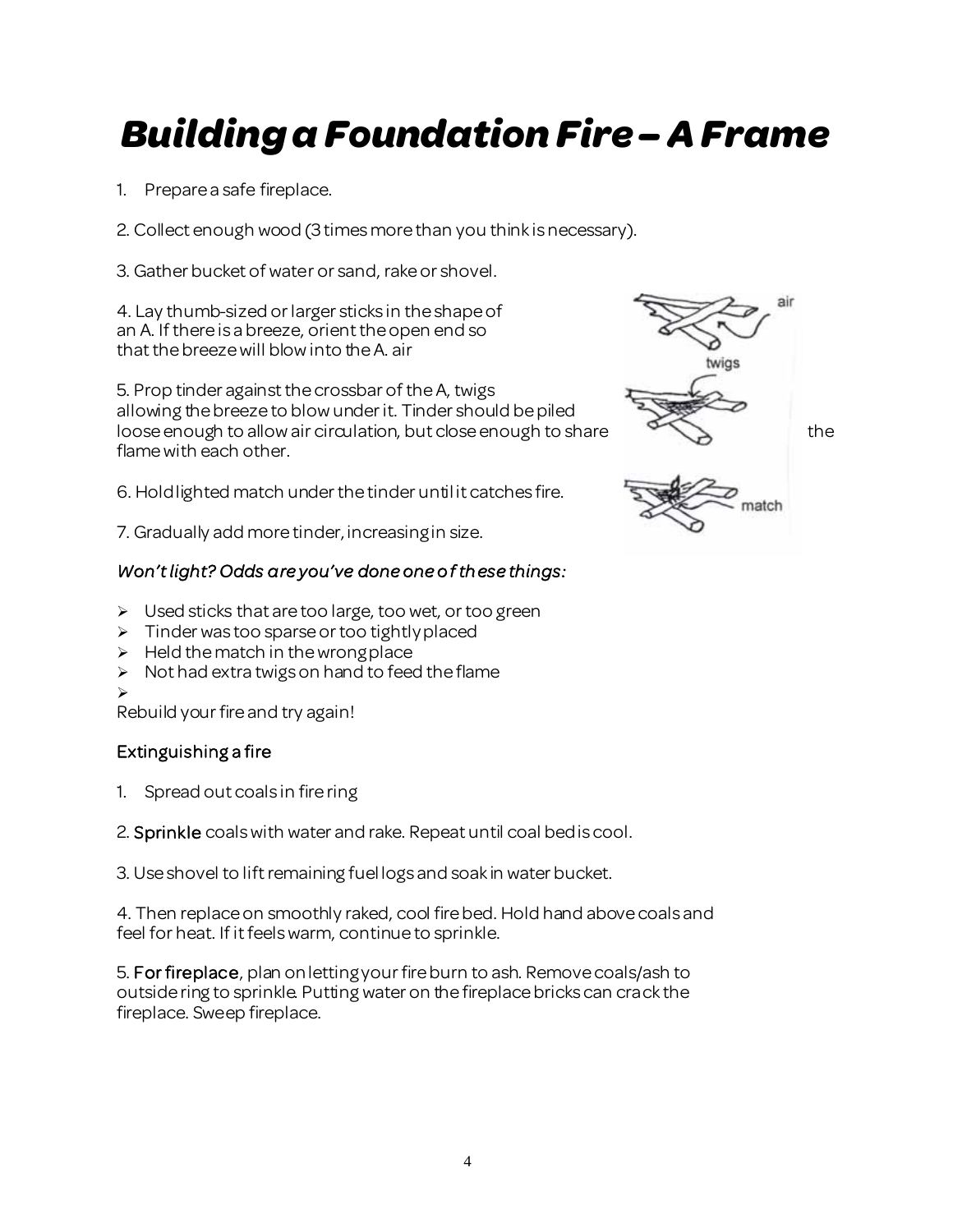# Building a Foundation Fire – A Frame

1. Prepare a safe fireplace.

2. Collect enough wood (3 times more than you think is necessary).

3. Gather bucket of water or sand, rake or shovel.

4. Lay thumb-sized or larger sticks in the shape of an A. If there is a breeze, orient the open end so that the breeze will blow into the A. air

5. Prop tinder against the crossbar of the A, twigs allowing the breeze to blow under it. Tinder should be piled loose enough to allow air circulation, but close enough to share the flame with each other.

6. Hold lighted match under the tinder until it catches fire.

7. Gradually add more tinder, increasing in size.

*Won't light? Odds are you've done one of these things:*

- Used sticks that are too large, too wet, or too green
- Tinder was too sparse or too tightly placed
- Held the match in the wrong place
- Not had extra twigs on hand to feed the flame

Rebuild your fire and try again!

## Extinguishing a fire

1. Spread out coals in fire ring

2. **Sprinkle** coals with water and rake. Repeat until coal bed is cool.

3. Use shovel to lift remaining fuel logs and soak in water bucket.

4. Then replace on smoothly raked, cool fire bed. Hold hand above coals and feel for heat. If it feels warm, continue to sprinkle.

5. **For fireplace**, plan on letting your fire burn to ash. Remove coals/ash to outside ring to sprinkle. Putting water on the fireplace bricks can crack the fireplace. Sweep fireplace.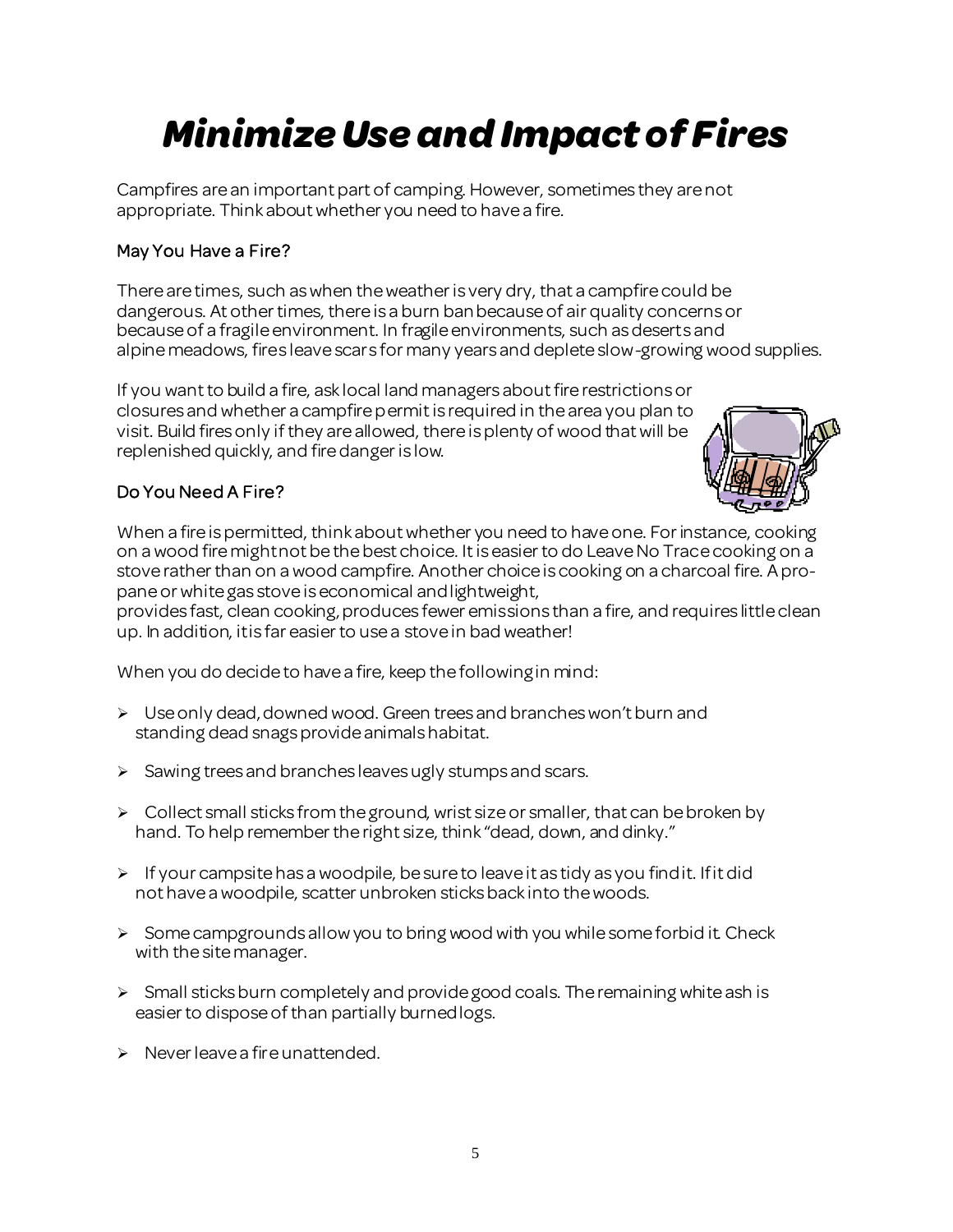# Minimize Use and Impact of Fires

Campfires are an important part of camping. However, sometimes they are not appropriate. Think about whether you need to have a fire.

### May You Have a Fire?

There are times, such as when the weather is very dry, that a campfire could be dangerous. At other times, there is a burn ban because of air quality concerns or because of a fragile environment. In fragile environments, such as deserts and alpine meadows, fires leave scars for many years and deplete slow-growing wood supplies.

If you want to build a fire, ask local land managers about fire restrictions or closures and whether a campfire permit is required in the area you plan to visit. Build fires only if they are allowed, there is plenty of wood that will be replenished quickly, and fire danger is low.

### Do You Need A Fire?

When a fire is permitted, think about whether you need to have one. For instance, cooking on a wood fire might not be the best choice. It is easier to do Leave No Trace cooking on a stove rather than on a wood campfire. Another choice is cooking on a charcoal fire. A propane or white gas stove is economical and lightweight, provides fast, clean cooking, produces fewer emissions than a fire, and requires little clean up. In addition, it is far easier to use a stove in bad weather!

When you do decide to have a fire, keep the following in mind:

- Use only dead, downed wood. Green trees and branches won't burn and standing dead snags provide animals habitat.
- Sawing trees and branches leaves ugly stumps and scars.
- Collect small sticks from the ground, wrist size or smaller, that can be broken by hand. To help remember the right size, think "dead, down, and dinky."
- If your campsite has a woodpile, be sure to leave it as tidy as you find it. If it did not have a woodpile, scatter unbroken sticks back into the woods.
- Some campgrounds allow you to bring wood with you while some forbid it. Check with the site manager.
- Small sticks burn completely and provide good coals. The remaining white ash is easier to dispose of than partially burned logs.
- Never leave a fire unattended.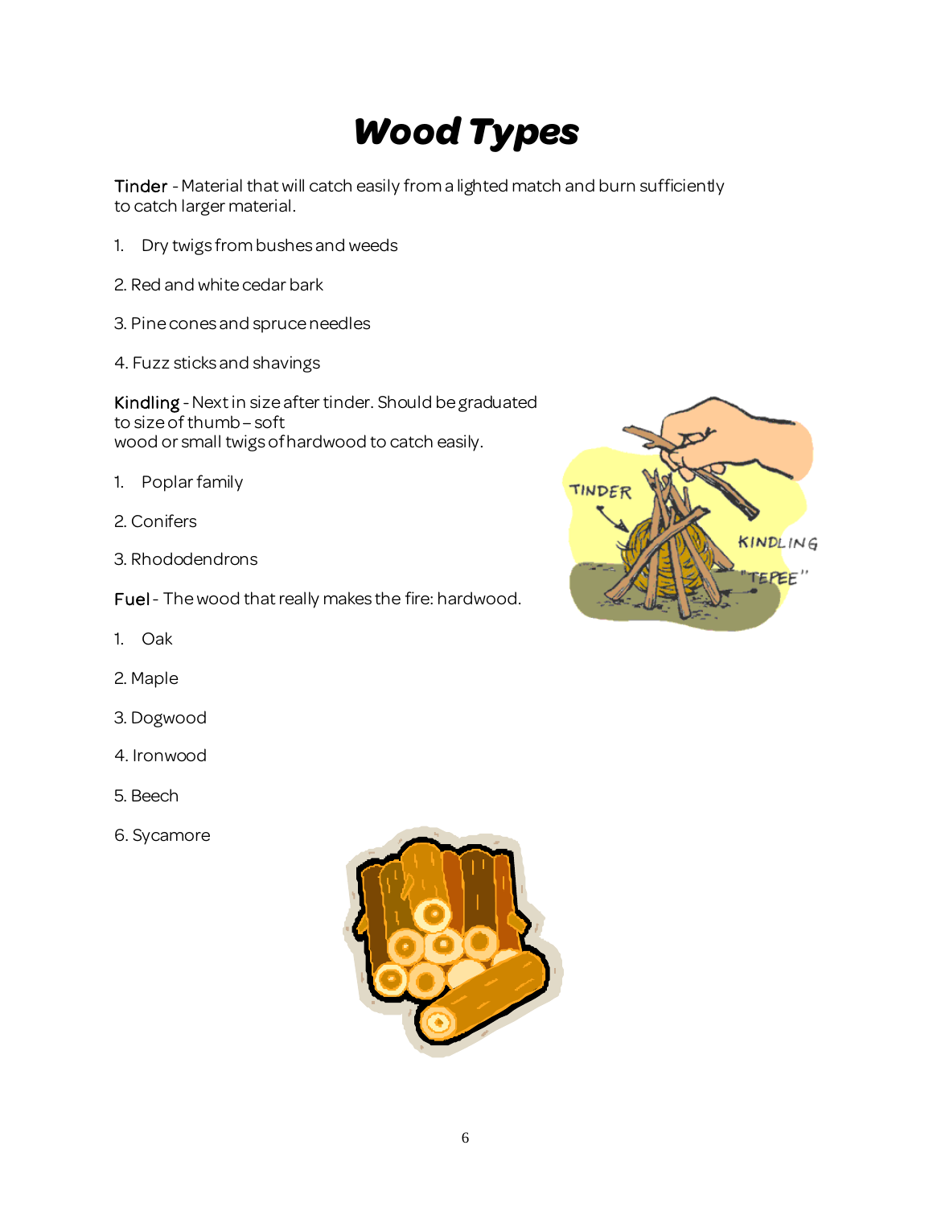# Wood Types

Tinder - Material that will catch easily from a lighted match and burn sufficiently to catch larger material.

1. Dry twigs from bushes and weeds
2. Red and white cedar bark
3. Pine cones and spruce needles
4. Fuzz sticks and shavings

Kindling - Next in size after tinder. Should be graduated to size of thumb – soft wood or small twigs of hardwood to catch easily.

1. Poplar family
2. Conifers
3. Rhododendrons

Fuel - The wood that really makes the fire: hardwood.

1. Oak
2. Maple
3. Dogwood
4. Ironwood
5. Beech
6. Sycamore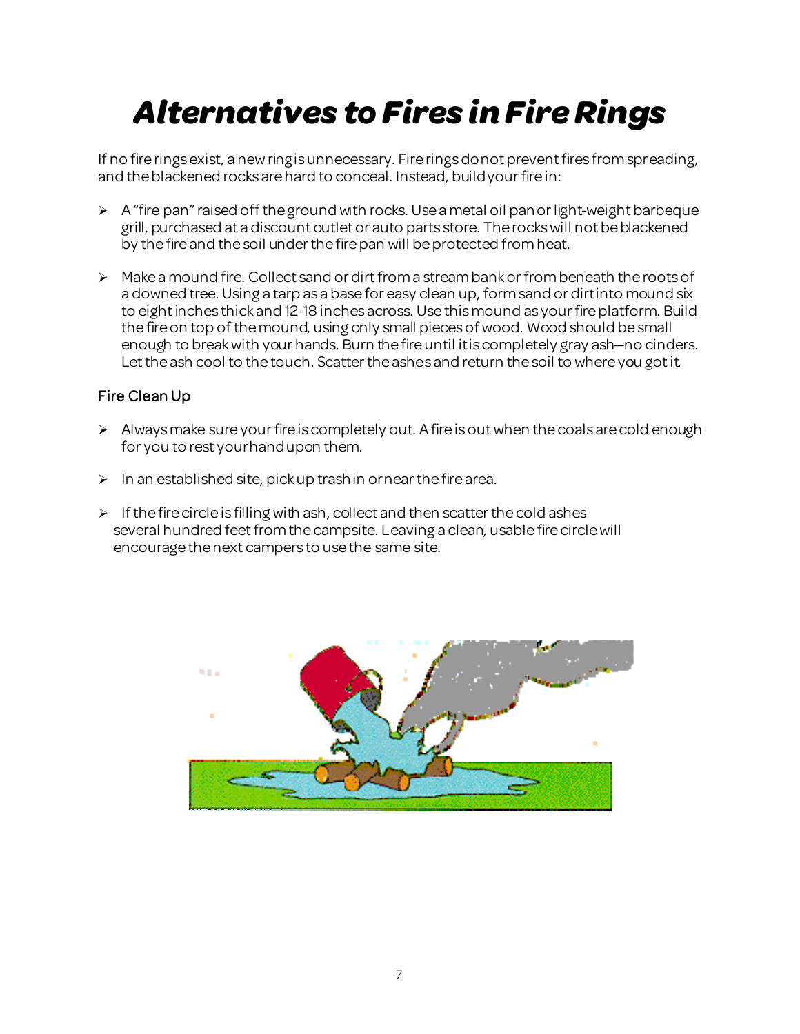# Alternatives to Fires in Fire Rings

If no fire rings exist, a new ring is unnecessary. Fire rings do not prevent fires from spreading, and the blackened rocks are hard to conceal. Instead, build your fire in:

- A "fire pan" raised off the ground with rocks. Use a metal oil pan or light-weight barbeque grill, purchased at a discount outlet or auto parts store. The rocks will not be blackened by the fire and the soil under the fire pan will be protected from heat.

- Make a mound fire. Collect sand or dirt from a stream bank or from beneath the roots of a downed tree. Using a tarp as a base for easy clean up, form sand or dirt into mound six to eight inches thick and 12-18 inches across. Use this mound as your fire platform. Build the fire on top of the mound, using only small pieces of wood. Wood should be small enough to break with your hands. Burn the fire until it is completely gray ash—no cinders. Let the ash cool to the touch. Scatter the ashes and return the soil to where you got it.

### Fire Clean Up

- Always make sure your fire is completely out. A fire is out when the coals are cold enough for you to rest your hand upon them.

- In an established site, pick up trash in or near the fire area.

- If the fire circle is filling with ash, collect and then scatter the cold ashes several hundred feet from the campsite. Leaving a clean, usable fire circle will encourage the next campers to use the same site.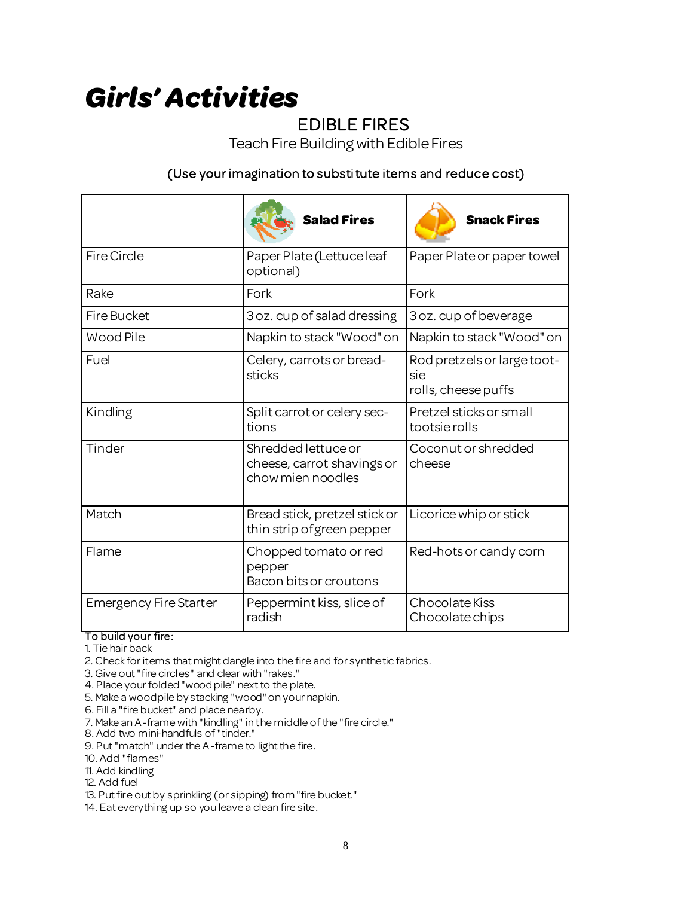# *Girls' Activities*

## EDIBLE FIRES

Teach Fire Building with Edible Fires

(Use your imagination to substitute items and reduce cost)

| | **Salad Fires** | **Snack Fires** |
|---|---|---|
| Fire Circle | Paper Plate (Lettuce leaf optional) | Paper Plate or paper towel |
| Rake | Fork | Fork |
| Fire Bucket | 3 oz. cup of salad dressing | 3 oz. cup of beverage |
| Wood Pile | Napkin to stack "Wood" on | Napkin to stack "Wood" on |
| Fuel | Celery, carrots or bread-sticks | Rod pretzels or large toot-sie rolls, cheese puffs |
| Kindling | Split carrot or celery sec-tions | Pretzel sticks or small tootsie rolls |
| Tinder | Shredded lettuce or cheese, carrot shavings or chow mien noodles | Coconut or shredded cheese |
| Match | Bread stick, pretzel stick or thin strip of green pepper | Licorice whip or stick |
| Flame | Chopped tomato or red pepper Bacon bits or croutons | Red-hots or candy corn |
| Emergency Fire Starter | Peppermint kiss, slice of radish | Chocolate Kiss Chocolate chips |

To build your fire:

1. Tie hair back
2. Check for items that might dangle into the fire and for synthetic fabrics.
3. Give out "fire circles" and clear with "rakes."
4. Place your folded "wood pile" next to the plate.
5. Make a woodpile by stacking "wood" on your napkin.
6. Fill a "fire bucket" and place nearby.
7. Make an A-frame with "kindling" in the middle of the "fire circle."
8. Add two mini-handfuls of "tinder."
9. Put "match" under the A-frame to light the fire.
10. Add "flames"
11. Add kindling
12. Add fuel
13. Put fire out by sprinkling (or sipping) from "fire bucket."
14. Eat everything up so you leave a clean fire site.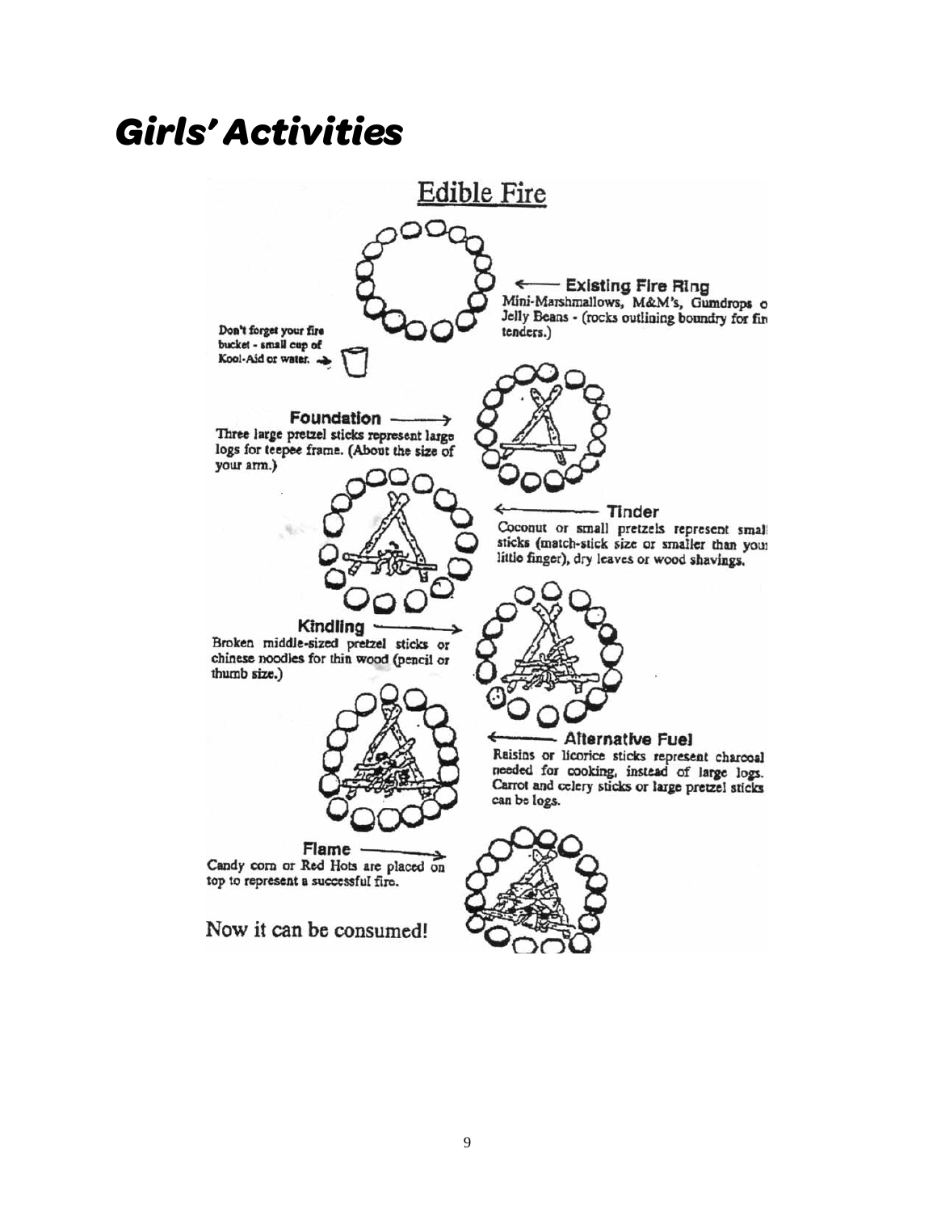# Girls' Activities

## Edible Fire

**Existing Fire Ring**
Mini-Marshmallows, M&M's, Gumdrops o Jelly Beans - (rocks outlining boundry for fire tenders.)

Don't forget your fire bucket - small cup of Kool-Aid or water.

**Foundation**
Three large pretzel sticks represent large logs for teepee frame. (About the size of your arm.)

**Tinder**
Coconut or small pretzels represent small sticks (match-stick size or smaller than your little finger), dry leaves or wood shavings.

**Kindling**
Broken middle-sized pretzel sticks or chinese noodles for thin wood (pencil or thumb size.)

**Alternative Fuel**
Raisins or licorice sticks represent charcoal needed for cooking, instead of large logs. Carrot and celery sticks or large pretzel sticks can be logs.

**Flame**
Candy corn or Red Hots are placed on top to represent a successful fire.

Now it can be consumed!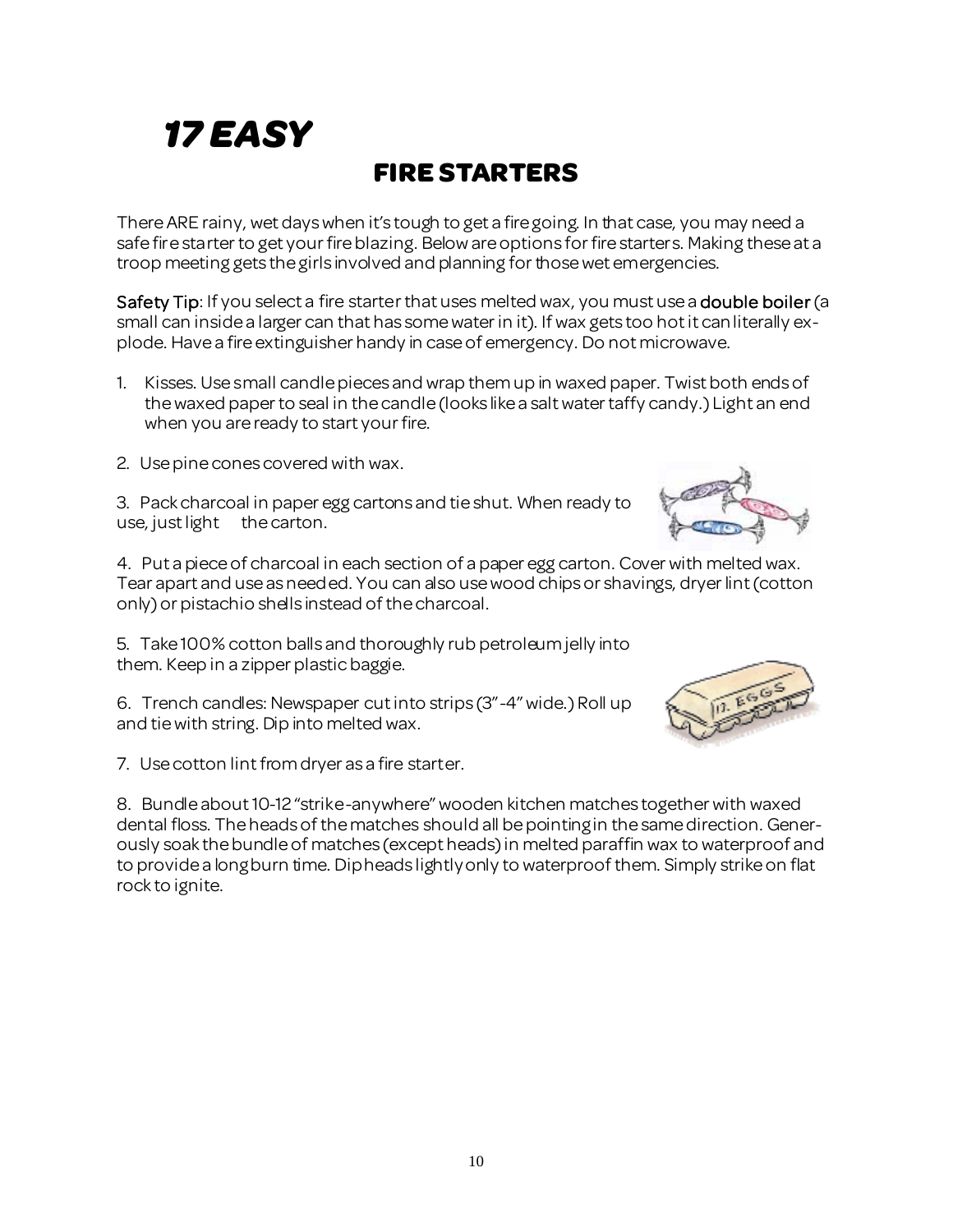# *17 EASY*

## FIRE STARTERS

There ARE rainy, wet days when it's tough to get a fire going. In that case, you may need a safe fire starter to get your fire blazing. Below are options for fire starters. Making these at a troop meeting gets the girls involved and planning for those wet emergencies.

**Safety Tip**: If you select a fire starter that uses melted wax, you must use a **double boiler** (a small can inside a larger can that has some water in it). If wax gets too hot it can literally explode. Have a fire extinguisher handy in case of emergency. Do not microwave.

1. Kisses. Use small candle pieces and wrap them up in waxed paper. Twist both ends of the waxed paper to seal in the candle (looks like a salt water taffy candy.) Light an end when you are ready to start your fire.

2. Use pine cones covered with wax.

3. Pack charcoal in paper egg cartons and tie shut. When ready to use, just light the carton.

4. Put a piece of charcoal in each section of a paper egg carton. Cover with melted wax. Tear apart and use as needed. You can also use wood chips or shavings, dryer lint (cotton only) or pistachio shells instead of the charcoal.

5. Take 100% cotton balls and thoroughly rub petroleum jelly into them. Keep in a zipper plastic baggie.

6. Trench candles: Newspaper cut into strips (3"-4" wide.) Roll up and tie with string. Dip into melted wax.

7. Use cotton lint from dryer as a fire starter.

8. Bundle about 10-12 "strike-anywhere" wooden kitchen matches together with waxed dental floss. The heads of the matches should all be pointing in the same direction. Generously soak the bundle of matches (except heads) in melted paraffin wax to waterproof and to provide a long burn time. Dip heads lightly only to waterproof them. Simply strike on flat rock to ignite.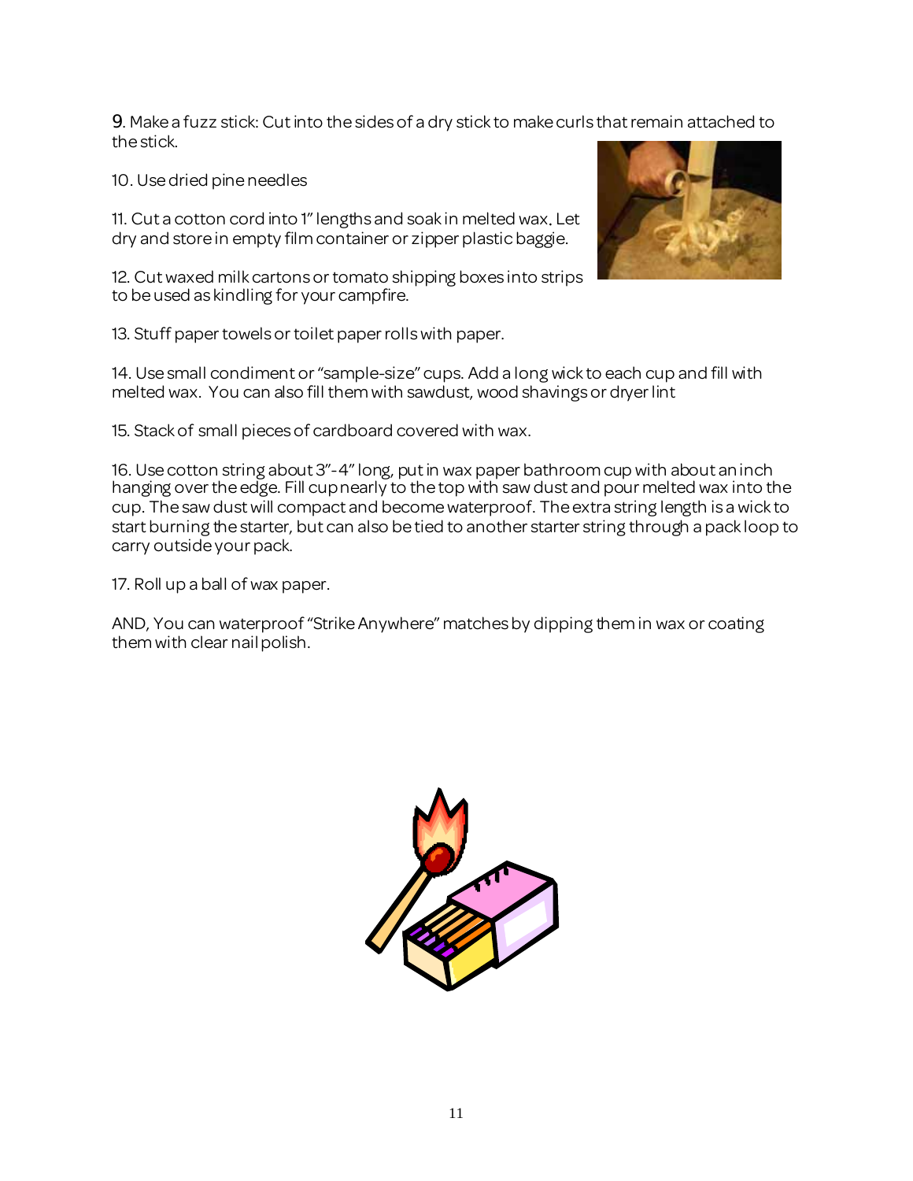9. Make a fuzz stick: Cut into the sides of a dry stick to make curls that remain attached to the stick.

10. Use dried pine needles

11. Cut a cotton cord into 1" lengths and soak in melted wax. Let dry and store in empty film container or zipper plastic baggie.

12. Cut waxed milk cartons or tomato shipping boxes into strips to be used as kindling for your campfire.

13. Stuff paper towels or toilet paper rolls with paper.

14. Use small condiment or "sample-size" cups. Add a long wick to each cup and fill with melted wax. You can also fill them with sawdust, wood shavings or dryer lint

15. Stack of small pieces of cardboard covered with wax.

16. Use cotton string about 3"-4" long, put in wax paper bathroom cup with about an inch hanging over the edge. Fill cup nearly to the top with saw dust and pour melted wax into the cup. The saw dust will compact and become waterproof. The extra string length is a wick to start burning the starter, but can also be tied to another starter string through a pack loop to carry outside your pack.

17. Roll up a ball of wax paper.

AND, You can waterproof "Strike Anywhere" matches by dipping them in wax or coating them with clear nail polish.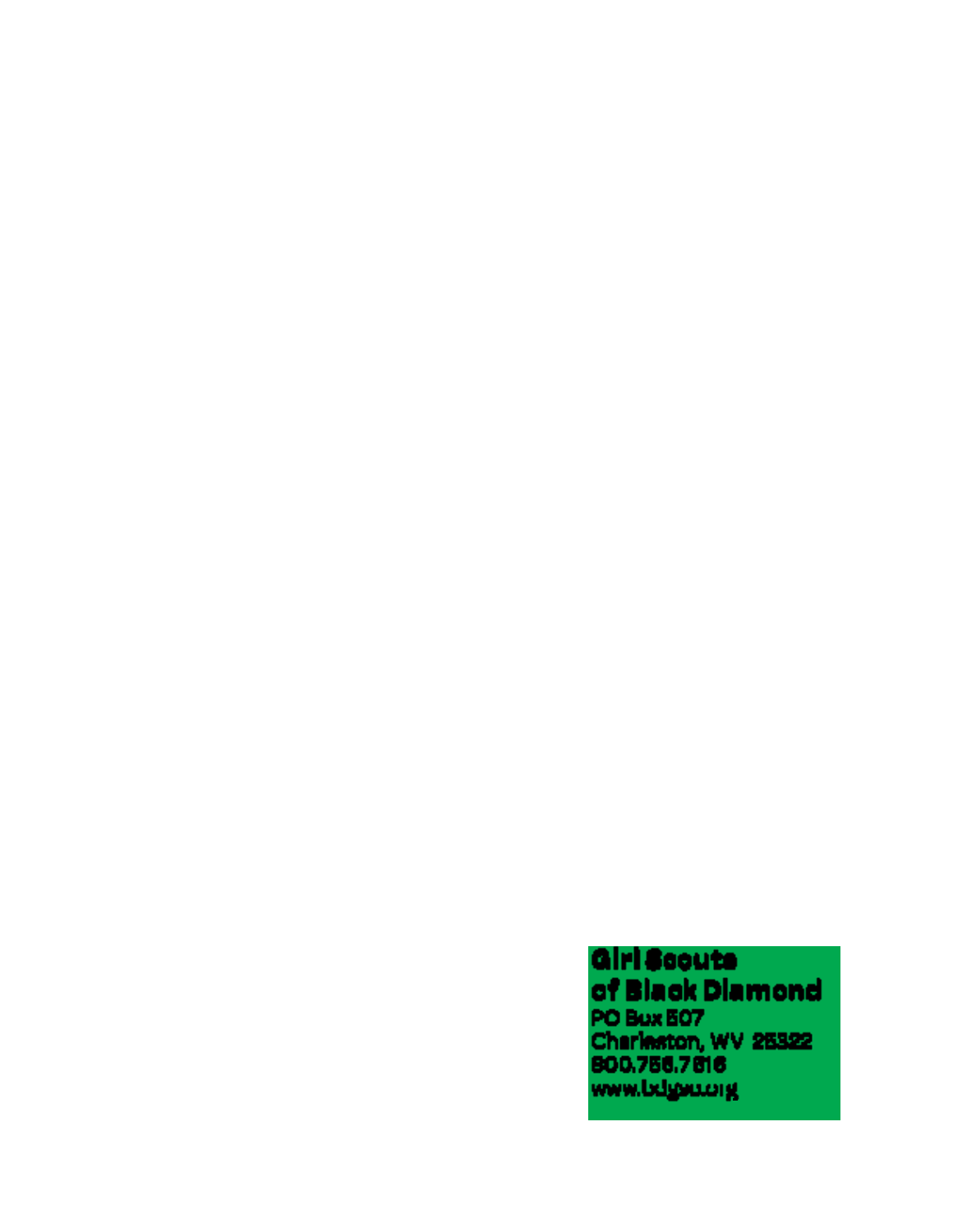**Girl Scouts of Black Diamond**

PO Box 507
Charleston, WV 25322
800.756.7616
www.bdgsc.org